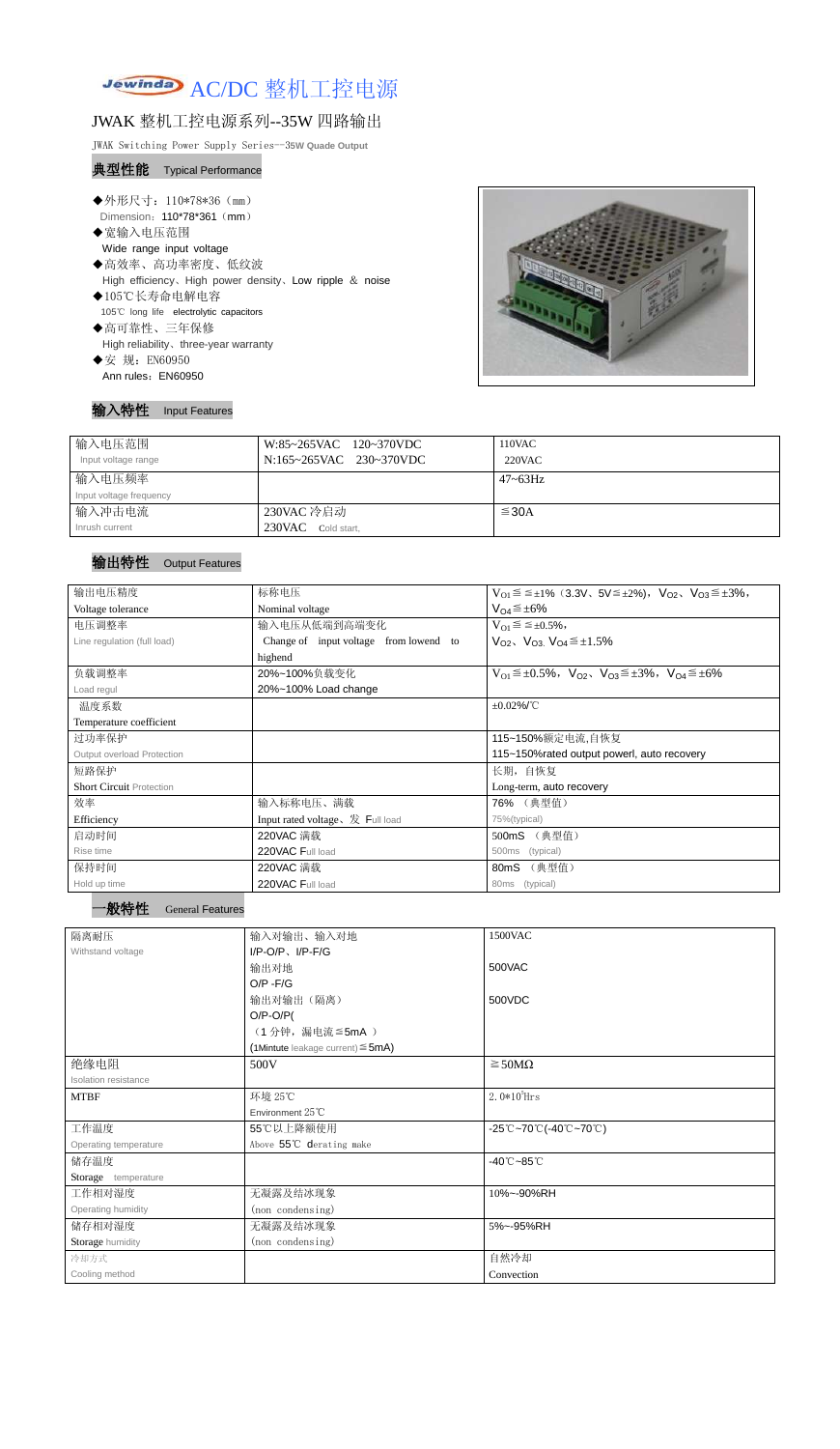# Jewinda AC/DC 整机工控电源

## JWAK 整机工控电源系列--35W 四路输出

JWAK Switching Power Supply Series--35W Quade Output

### 典型性能 Typical Performance

- ◆外形尺寸：110*78*36（mm）
  Dimension：110*78*361（mm）
- ◆宽输入电压范围
  Wide range input voltage
- ◆高效率、高功率密度、低纹波
  High efficiency、High power density、Low ripple ＆ noise
- ◆105℃长寿命电解电容
  105℃ long life electrolytic capacitors
- ◆高可靠性、三年保修
  High reliability、three-year warranty
- ◆安 规：EN60950
  Ann rules：EN60950

### 输入特性 Input Features

| | | |
|---|---|---|
| 输入电压范围<br>Input voltage range | W:85~265VAC 120~370VDC<br>N:165~265VAC 230~370VDC | 110VAC<br>220VAC |
| 输入电压频率<br>Input voltage frequency | | 47~63Hz |
| 输入冲击电流<br>Inrush current | 230VAC 冷启动<br>230VAC Cold start, | ≦30A |

### 输出特性 Output Features

| | | |
|---|---|---|
| 输出电压精度<br>Voltage tolerance | 标称电压<br>Nominal voltage | $V_{O1}$≦≦±1%（3.3V、5V≦±2%），$V_{O2}$、$V_{O3}$≦±3%，<br>$V_{O4}$≦±6% |
| 电压调整率<br>Line regulation (full load) | 输入电压从低端到高端变化<br>Change of input voltage from lowend to highend | $V_{O1}$≦≦±0.5%，<br>$V_{O2}$、$V_{O3}$, $V_{O4}$≦±1.5% |
| 负载调整率<br>Load regul | 20%~100%负载变化<br>20%~100% Load change | $V_{O1}$≦±0.5%，$V_{O2}$、$V_{O3}$≦±3%，$V_{O4}$≦±6% |
| 温度系数<br>Temperature coefficient | | ±0.02%/℃ |
| 过功率保护<br>Output overload Protection | | 115~150%额定电流,自恢复<br>115~150%rated output powerl, auto recovery |
| 短路保护<br>Short Circuit Protection | | 长期，自恢复<br>Long-term, auto recovery |
| 效率<br>Efficiency | 输入标称电压、满载<br>Input rated voltage、发 Full load | 76% （典型值）<br>75%(typical) |
| 启动时间<br>Rise time | 220VAC 满载<br>220VAC Full load | 500mS （典型值）<br>500ms (typical) |
| 保持时间<br>Hold up time | 220VAC 满载<br>220VAC Full load | 80mS （典型值）<br>80ms (typical) |

### 一般特性 General Features

| | | |
|---|---|---|
| 隔离耐压<br>Withstand voltage | 输入对输出、输入对地<br>I/P-O/P、I/P-F/G | 1500VAC |
| | 输出对地<br>O/P -F/G | 500VAC |
| | 输出对输出（隔离）<br>O/P-O/P(<br>（1 分钟，漏电流≦5mA ）<br>(1Mintute leakage current)≦5mA) | 500VDC |
| 绝缘电阻<br>Isolation resistance | 500V | ≧50MΩ |
| MTBF | 环境 25℃<br>Environment 25℃ | $2.0*10^5$Hrs |
| 工作温度<br>Operating temperature | 55℃以上降额使用<br>Above 55℃ derating make | -25℃~70℃(-40℃~70℃) |
| 储存温度<br>Storage temperature | | -40℃~85℃ |
| 工作相对湿度<br>Operating humidity | 无凝露及结冰现象<br>(non condensing) | 10%~-90%RH |
| 储存相对湿度<br>Storage humidity | 无凝露及结冰现象<br>(non condensing) | 5%~-95%RH |
| 冷却方式<br>Cooling method | | 自然冷却<br>Convection |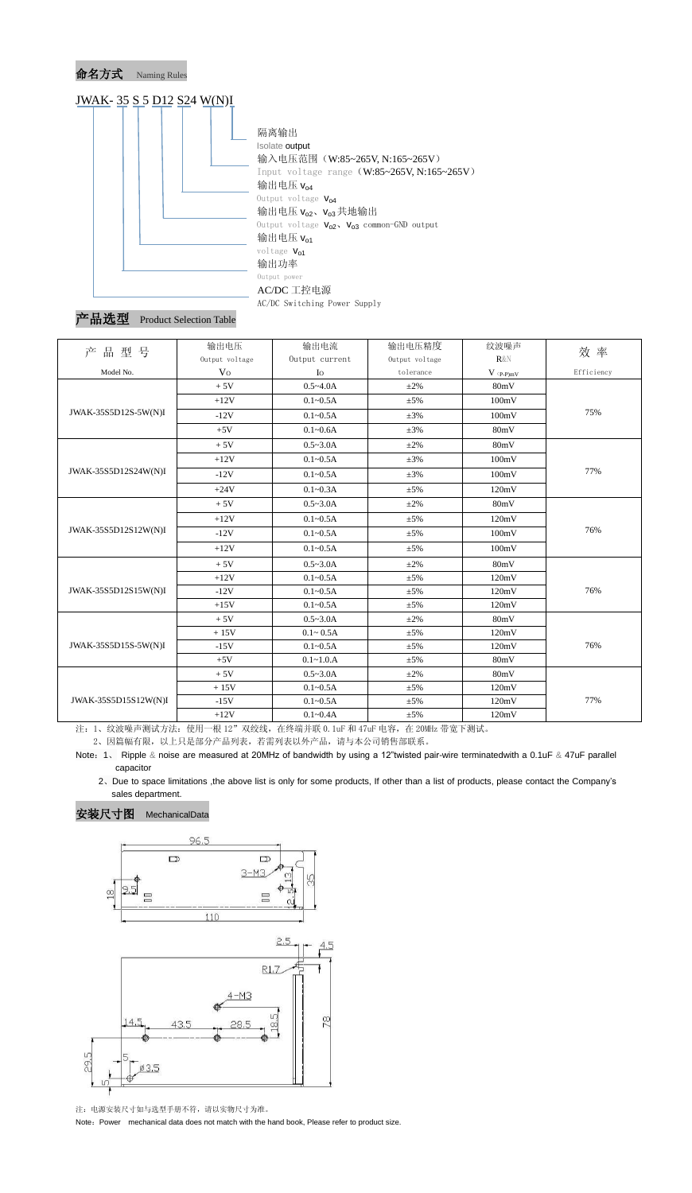## 命名方式 Naming Rules

JWAK- 35 S 5 D12 S24 W(N)I

- 隔离输出
  Isolate output
- 输入电压范围（W:85~265V, N:165~265V）
  Input voltage range（W:85~265V, N:165~265V）
- 输出电压 $V_{o4}$
  Output voltage $V_{o4}$
- 输出电压 $V_{o2}$、$V_{o3}$ 共地输出
  Output voltage $V_{o2}$、$V_{o3}$ common-GND output
- 输出电压 $V_{o1}$
  voltage $V_{o1}$
- 输出功率
  Output power
- AC/DC 工控电源
  AC/DC Switching Power Supply

## 产品选型 Product Selection Table

| 产 品 型 号<br>Model No. | 输出电压<br>Output voltage<br>Vo | 输出电流<br>Output current<br>Io | 输出电压精度<br>Output voltage<br>tolerance | 纹波噪声<br>R&N<br>V (P-P)mV | 效 率<br>Efficiency |
|---|---|---|---|---|---|
| JWAK-35S5D12S-5W(N)I | + 5V | 0.5~4.0A | ±2% | 80mV | 75% |
| | +12V | 0.1~0.5A | ±5% | 100mV | |
| | -12V | 0.1~0.5A | ±3% | 100mV | |
| | +5V | 0.1~0.6A | ±3% | 80mV | |
| JWAK-35S5D12S24W(N)I | + 5V | 0.5~3.0A | ±2% | 80mV | 77% |
| | +12V | 0.1~0.5A | ±3% | 100mV | |
| | -12V | 0.1~0.5A | ±3% | 100mV | |
| | +24V | 0.1~0.3A | ±5% | 120mV | |
| JWAK-35S5D12S12W(N)I | + 5V | 0.5~3.0A | ±2% | 80mV | 76% |
| | +12V | 0.1~0.5A | ±5% | 120mV | |
| | -12V | 0.1~0.5A | ±5% | 100mV | |
| | +12V | 0.1~0.5A | ±5% | 100mV | |
| JWAK-35S5D12S15W(N)I | + 5V | 0.5~3.0A | ±2% | 80mV | 76% |
| | +12V | 0.1~0.5A | ±5% | 120mV | |
| | -12V | 0.1~0.5A | ±5% | 120mV | |
| | +15V | 0.1~0.5A | ±5% | 120mV | |
| JWAK-35S5D15S-5W(N)I | + 5V | 0.5~3.0A | ±2% | 80mV | 76% |
| | + 15V | 0.1~ 0.5A | ±5% | 120mV | |
| | -15V | 0.1~0.5A | ±5% | 120mV | |
| | +5V | 0.1~1.0.A | ±5% | 80mV | |
| JWAK-35S5D15S12W(N)I | + 5V | 0.5~3.0A | ±2% | 80mV | 77% |
| | + 15V | 0.1~0.5A | ±5% | 120mV | |
| | -15V | 0.1~0.5A | ±5% | 120mV | |
| | +12V | 0.1~0.4A | ±5% | 120mV | |

注：1、纹波噪声测试方法：使用一根 12" 双绞线，在终端并联 0.1uF 和 47uF 电容，在 20MHz 带宽下测试。

2、因篇幅有限，以上只是部分产品列表，若需列表以外产品，请与本公司销售部联系。

Note：1、 Ripple & noise are measured at 20MHz of bandwidth by using a 12"twisted pair-wire terminatedwith a 0.1uF & 47uF parallel capacitor

2、Due to space limitations ,the above list is only for some products, If other than a list of products, please contact the Company's sales department.

## 安装尺寸图 MechanicalData

96.5
3-M3
13
5
2
35
18
9.5
110

2.5
4.5
R1.7
4-M3
14.5
43.5
28.5
18.5
78
29.5
5
ø3.5
5

注：电源安装尺寸如与选型手册不符，请以实物尺寸为准。

Note：Power mechanical data does not match with the hand book, Please refer to product size.